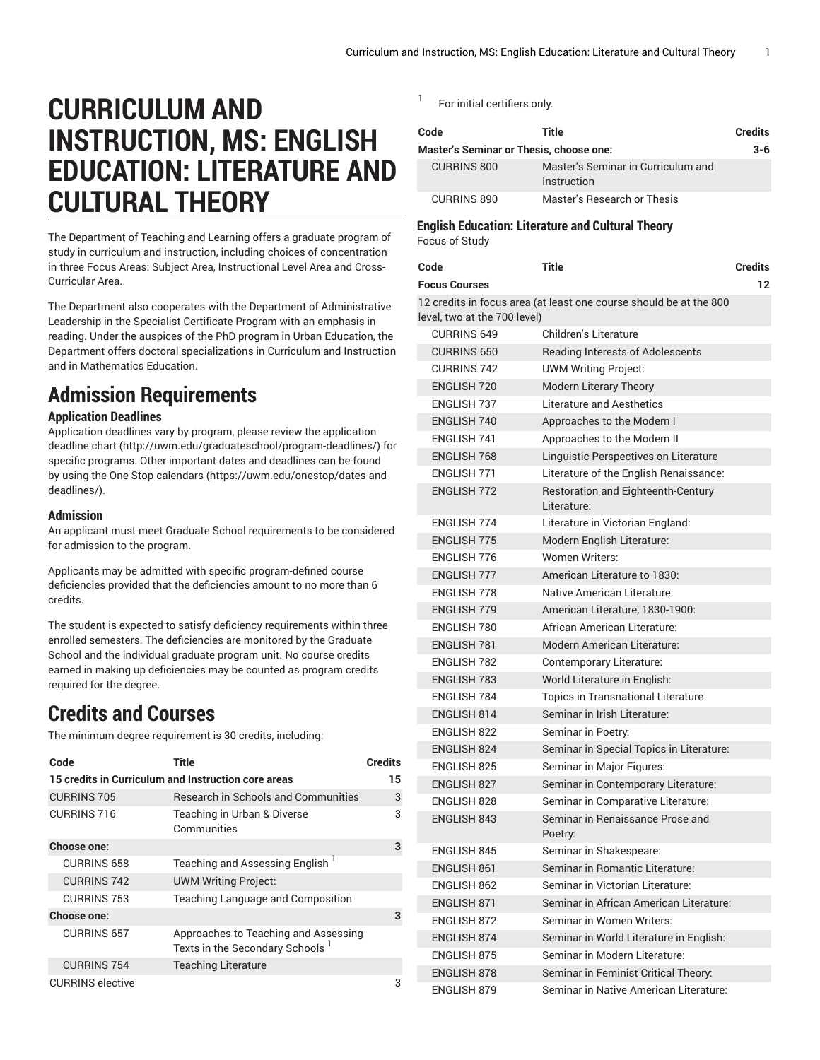# CURRICULUM AND INSTRUCTION, MS: ENGLISH EDUCATION: LITERATURE AND CULTURAL THEORY

The Department of Teaching and Learning offers a graduate program of study in curriculum and instruction, including choices of concentration in three Focus Areas: Subject Area, Instructional Level Area and Cross-Curricular Area.

The Department also cooperates with the Department of Administrative Leadership in the Specialist Certificate Program with an emphasis in reading. Under the auspices of the PhD program in Urban Education, the Department offers doctoral specializations in Curriculum and Instruction and in Mathematics Education.

## Admission Requirements

### Application Deadlines

Application deadlines vary by program, please review the application deadline chart (http://uwm.edu/graduateschool/program-deadlines/) for specific programs. Other important dates and deadlines can be found by using the One Stop calendars (https://uwm.edu/onestop/dates-and-deadlines/).

### Admission

An applicant must meet Graduate School requirements to be considered for admission to the program.

Applicants may be admitted with specific program-defined course deficiencies provided that the deficiencies amount to no more than 6 credits.

The student is expected to satisfy deficiency requirements within three enrolled semesters. The deficiencies are monitored by the Graduate School and the individual graduate program unit. No course credits earned in making up deficiencies may be counted as program credits required for the degree.

## Credits and Courses

The minimum degree requirement is 30 credits, including:

| Code | Title | Credits |
|---|---|---|
| **15 credits in Curriculum and Instruction core areas** | | **15** |
| CURRINS 705 | Research in Schools and Communities | 3 |
| CURRINS 716 | Teaching in Urban & Diverse Communities | 3 |
| **Choose one:** | | **3** |
| CURRINS 658 | Teaching and Assessing English [1] | |
| CURRINS 742 | UWM Writing Project: | |
| CURRINS 753 | Teaching Language and Composition | |
| **Choose one:** | | **3** |
| CURRINS 657 | Approaches to Teaching and Assessing Texts in the Secondary Schools [1] | |
| CURRINS 754 | Teaching Literature | |
| CURRINS elective | | 3 |

[1] For initial certifiers only.

| Code | Title | Credits |
|---|---|---|
| **Master's Seminar or Thesis, choose one:** | | **3-6** |
| CURRINS 800 | Master's Seminar in Curriculum and Instruction | |
| CURRINS 890 | Master's Research or Thesis | |

### English Education: Literature and Cultural Theory

Focus of Study

| Code | Title | Credits |
|---|---|---|
| **Focus Courses** | | **12** |
| 12 credits in focus area (at least one course should be at the 800 level, two at the 700 level) | | |
| CURRINS 649 | Children's Literature | |
| CURRINS 650 | Reading Interests of Adolescents | |
| CURRINS 742 | UWM Writing Project: | |
| ENGLISH 720 | Modern Literary Theory | |
| ENGLISH 737 | Literature and Aesthetics | |
| ENGLISH 740 | Approaches to the Modern I | |
| ENGLISH 741 | Approaches to the Modern II | |
| ENGLISH 768 | Linguistic Perspectives on Literature | |
| ENGLISH 771 | Literature of the English Renaissance: | |
| ENGLISH 772 | Restoration and Eighteenth-Century Literature: | |
| ENGLISH 774 | Literature in Victorian England: | |
| ENGLISH 775 | Modern English Literature: | |
| ENGLISH 776 | Women Writers: | |
| ENGLISH 777 | American Literature to 1830: | |
| ENGLISH 778 | Native American Literature: | |
| ENGLISH 779 | American Literature, 1830-1900: | |
| ENGLISH 780 | African American Literature: | |
| ENGLISH 781 | Modern American Literature: | |
| ENGLISH 782 | Contemporary Literature: | |
| ENGLISH 783 | World Literature in English: | |
| ENGLISH 784 | Topics in Transnational Literature | |
| ENGLISH 814 | Seminar in Irish Literature: | |
| ENGLISH 822 | Seminar in Poetry: | |
| ENGLISH 824 | Seminar in Special Topics in Literature: | |
| ENGLISH 825 | Seminar in Major Figures: | |
| ENGLISH 827 | Seminar in Contemporary Literature: | |
| ENGLISH 828 | Seminar in Comparative Literature: | |
| ENGLISH 843 | Seminar in Renaissance Prose and Poetry: | |
| ENGLISH 845 | Seminar in Shakespeare: | |
| ENGLISH 861 | Seminar in Romantic Literature: | |
| ENGLISH 862 | Seminar in Victorian Literature: | |
| ENGLISH 871 | Seminar in African American Literature: | |
| ENGLISH 872 | Seminar in Women Writers: | |
| ENGLISH 874 | Seminar in World Literature in English: | |
| ENGLISH 875 | Seminar in Modern Literature: | |
| ENGLISH 878 | Seminar in Feminist Critical Theory: | |
| ENGLISH 879 | Seminar in Native American Literature: | |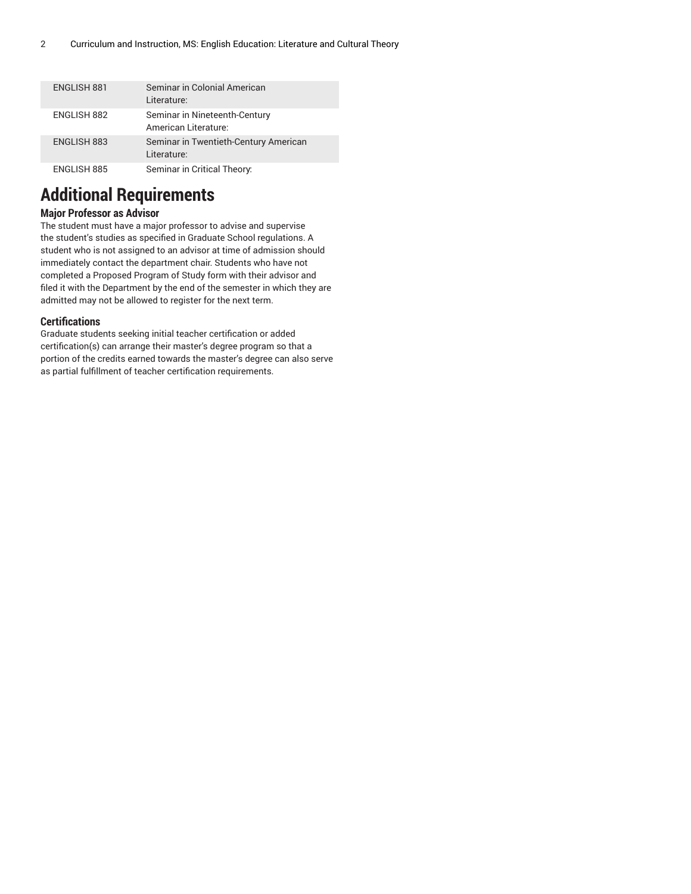| | |
|---|---|
| ENGLISH 881 | Seminar in Colonial American Literature: |
| ENGLISH 882 | Seminar in Nineteenth-Century American Literature: |
| ENGLISH 883 | Seminar in Twentieth-Century American Literature: |
| ENGLISH 885 | Seminar in Critical Theory: |

## Additional Requirements

### Major Professor as Advisor

The student must have a major professor to advise and supervise the student's studies as specified in Graduate School regulations. A student who is not assigned to an advisor at time of admission should immediately contact the department chair. Students who have not completed a Proposed Program of Study form with their advisor and filed it with the Department by the end of the semester in which they are admitted may not be allowed to register for the next term.

### Certifications

Graduate students seeking initial teacher certification or added certification(s) can arrange their master's degree program so that a portion of the credits earned towards the master's degree can also serve as partial fulfillment of teacher certification requirements.